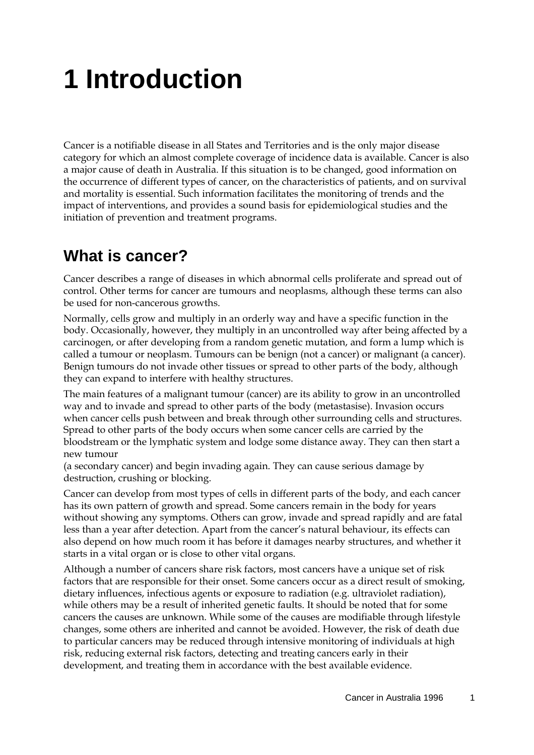# 1 Introduction

Cancer is a notifiable disease in all States and Territories and is the only major disease category for which an almost complete coverage of incidence data is available. Cancer is also a major cause of death in Australia. If this situation is to be changed, good information on the occurrence of different types of cancer, on the characteristics of patients, and on survival and mortality is essential. Such information facilitates the monitoring of trends and the impact of interventions, and provides a sound basis for epidemiological studies and the initiation of prevention and treatment programs.

## What is cancer?

Cancer describes a range of diseases in which abnormal cells proliferate and spread out of control. Other terms for cancer are tumours and neoplasms, although these terms can also be used for non-cancerous growths.

Normally, cells grow and multiply in an orderly way and have a specific function in the body. Occasionally, however, they multiply in an uncontrolled way after being affected by a carcinogen, or after developing from a random genetic mutation, and form a lump which is called a tumour or neoplasm. Tumours can be benign (not a cancer) or malignant (a cancer). Benign tumours do not invade other tissues or spread to other parts of the body, although they can expand to interfere with healthy structures.

The main features of a malignant tumour (cancer) are its ability to grow in an uncontrolled way and to invade and spread to other parts of the body (metastasise). Invasion occurs when cancer cells push between and break through other surrounding cells and structures. Spread to other parts of the body occurs when some cancer cells are carried by the bloodstream or the lymphatic system and lodge some distance away. They can then start a new tumour (a secondary cancer) and begin invading again. They can cause serious damage by destruction, crushing or blocking.

Cancer can develop from most types of cells in different parts of the body, and each cancer has its own pattern of growth and spread. Some cancers remain in the body for years without showing any symptoms. Others can grow, invade and spread rapidly and are fatal less than a year after detection. Apart from the cancer's natural behaviour, its effects can also depend on how much room it has before it damages nearby structures, and whether it starts in a vital organ or is close to other vital organs.

Although a number of cancers share risk factors, most cancers have a unique set of risk factors that are responsible for their onset. Some cancers occur as a direct result of smoking, dietary influences, infectious agents or exposure to radiation (e.g. ultraviolet radiation), while others may be a result of inherited genetic faults. It should be noted that for some cancers the causes are unknown. While some of the causes are modifiable through lifestyle changes, some others are inherited and cannot be avoided. However, the risk of death due to particular cancers may be reduced through intensive monitoring of individuals at high risk, reducing external risk factors, detecting and treating cancers early in their development, and treating them in accordance with the best available evidence.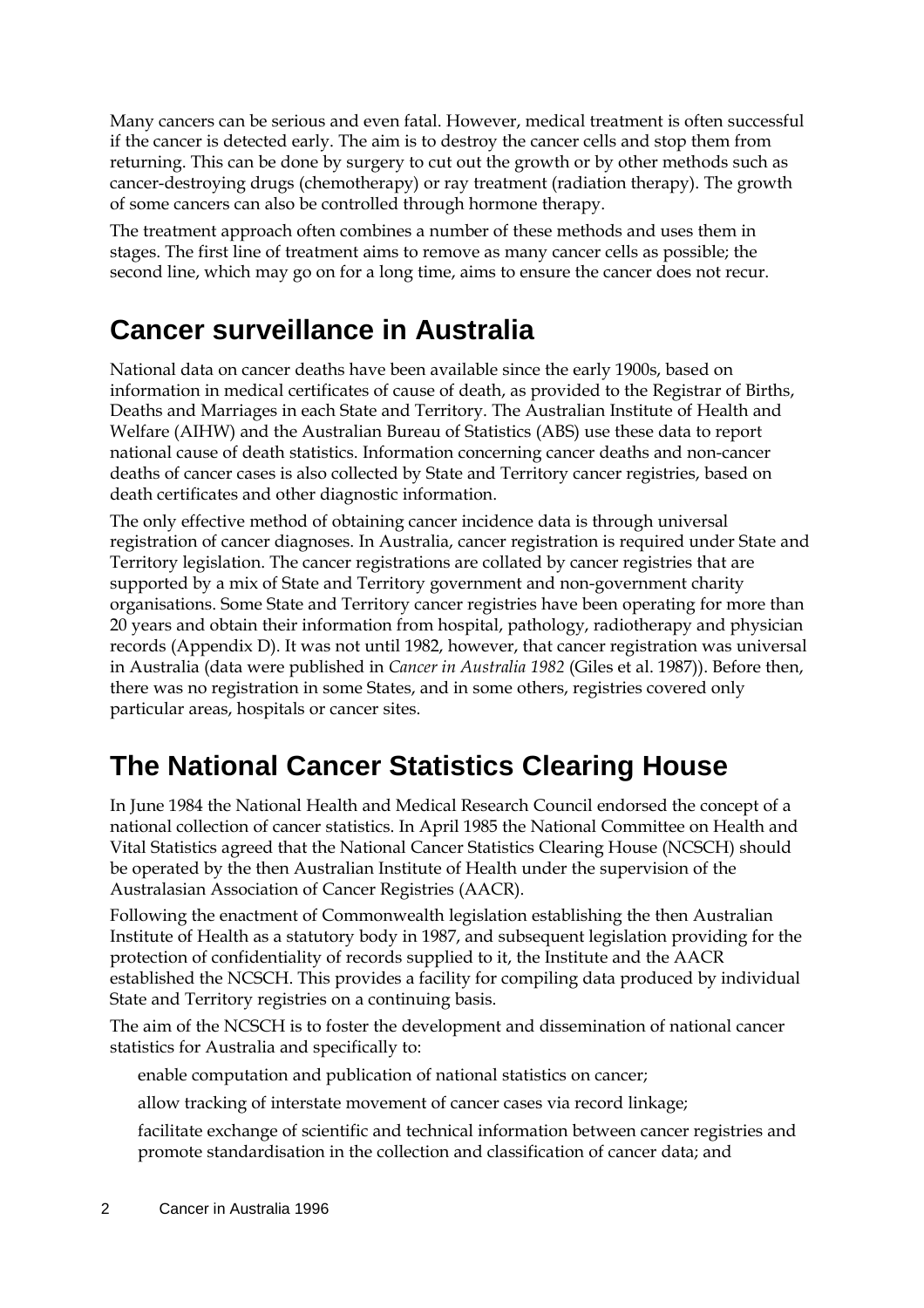Many cancers can be serious and even fatal. However, medical treatment is often successful if the cancer is detected early. The aim is to destroy the cancer cells and stop them from returning. This can be done by surgery to cut out the growth or by other methods such as cancer-destroying drugs (chemotherapy) or ray treatment (radiation therapy). The growth of some cancers can also be controlled through hormone therapy.

The treatment approach often combines a number of these methods and uses them in stages. The first line of treatment aims to remove as many cancer cells as possible; the second line, which may go on for a long time, aims to ensure the cancer does not recur.

## Cancer surveillance in Australia

National data on cancer deaths have been available since the early 1900s, based on information in medical certificates of cause of death, as provided to the Registrar of Births, Deaths and Marriages in each State and Territory. The Australian Institute of Health and Welfare (AIHW) and the Australian Bureau of Statistics (ABS) use these data to report national cause of death statistics. Information concerning cancer deaths and non-cancer deaths of cancer cases is also collected by State and Territory cancer registries, based on death certificates and other diagnostic information.

The only effective method of obtaining cancer incidence data is through universal registration of cancer diagnoses. In Australia, cancer registration is required under State and Territory legislation. The cancer registrations are collated by cancer registries that are supported by a mix of State and Territory government and non-government charity organisations. Some State and Territory cancer registries have been operating for more than 20 years and obtain their information from hospital, pathology, radiotherapy and physician records (Appendix D). It was not until 1982, however, that cancer registration was universal in Australia (data were published in *Cancer in Australia 1982* (Giles et al. 1987)). Before then, there was no registration in some States, and in some others, registries covered only particular areas, hospitals or cancer sites.

## The National Cancer Statistics Clearing House

In June 1984 the National Health and Medical Research Council endorsed the concept of a national collection of cancer statistics. In April 1985 the National Committee on Health and Vital Statistics agreed that the National Cancer Statistics Clearing House (NCSCH) should be operated by the then Australian Institute of Health under the supervision of the Australasian Association of Cancer Registries (AACR).

Following the enactment of Commonwealth legislation establishing the then Australian Institute of Health as a statutory body in 1987, and subsequent legislation providing for the protection of confidentiality of records supplied to it, the Institute and the AACR established the NCSCH. This provides a facility for compiling data produced by individual State and Territory registries on a continuing basis.

The aim of the NCSCH is to foster the development and dissemination of national cancer statistics for Australia and specifically to:

- enable computation and publication of national statistics on cancer;
- allow tracking of interstate movement of cancer cases via record linkage;
- facilitate exchange of scientific and technical information between cancer registries and promote standardisation in the collection and classification of cancer data; and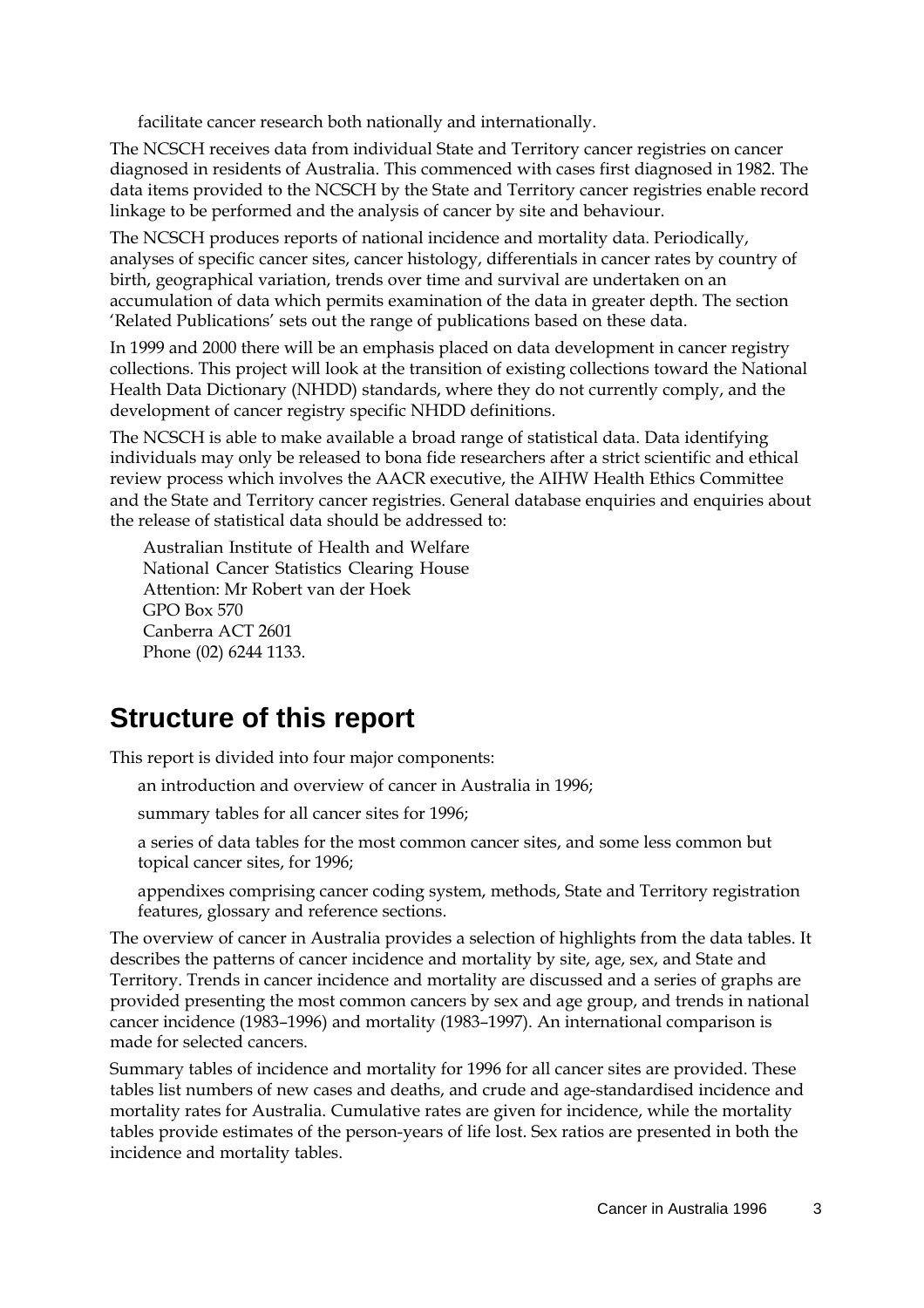facilitate cancer research both nationally and internationally.

The NCSCH receives data from individual State and Territory cancer registries on cancer diagnosed in residents of Australia. This commenced with cases first diagnosed in 1982. The data items provided to the NCSCH by the State and Territory cancer registries enable record linkage to be performed and the analysis of cancer by site and behaviour.

The NCSCH produces reports of national incidence and mortality data. Periodically, analyses of specific cancer sites, cancer histology, differentials in cancer rates by country of birth, geographical variation, trends over time and survival are undertaken on an accumulation of data which permits examination of the data in greater depth. The section 'Related Publications' sets out the range of publications based on these data.

In 1999 and 2000 there will be an emphasis placed on data development in cancer registry collections. This project will look at the transition of existing collections toward the National Health Data Dictionary (NHDD) standards, where they do not currently comply, and the development of cancer registry specific NHDD definitions.

The NCSCH is able to make available a broad range of statistical data. Data identifying individuals may only be released to bona fide researchers after a strict scientific and ethical review process which involves the AACR executive, the AIHW Health Ethics Committee and the State and Territory cancer registries. General database enquiries and enquiries about the release of statistical data should be addressed to:

Australian Institute of Health and Welfare  
National Cancer Statistics Clearing House  
Attention: Mr Robert van der Hoek  
GPO Box 570  
Canberra ACT 2601  
Phone (02) 6244 1133.

## Structure of this report

This report is divided into four major components:

- an introduction and overview of cancer in Australia in 1996;
- summary tables for all cancer sites for 1996;
- a series of data tables for the most common cancer sites, and some less common but topical cancer sites, for 1996;
- appendixes comprising cancer coding system, methods, State and Territory registration features, glossary and reference sections.

The overview of cancer in Australia provides a selection of highlights from the data tables. It describes the patterns of cancer incidence and mortality by site, age, sex, and State and Territory. Trends in cancer incidence and mortality are discussed and a series of graphs are provided presenting the most common cancers by sex and age group, and trends in national cancer incidence (1983–1996) and mortality (1983–1997). An international comparison is made for selected cancers.

Summary tables of incidence and mortality for 1996 for all cancer sites are provided. These tables list numbers of new cases and deaths, and crude and age-standardised incidence and mortality rates for Australia. Cumulative rates are given for incidence, while the mortality tables provide estimates of the person-years of life lost. Sex ratios are presented in both the incidence and mortality tables.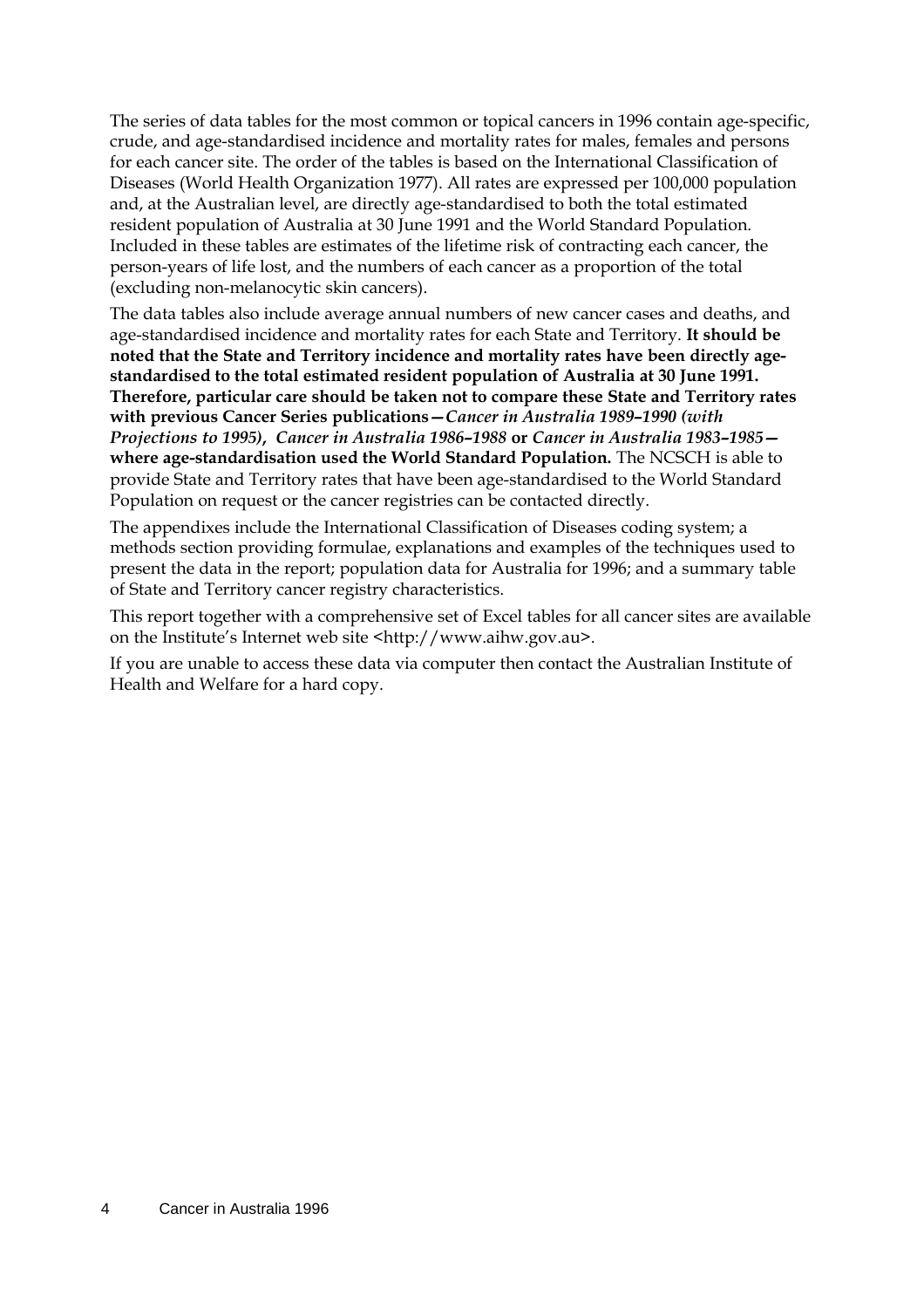The series of data tables for the most common or topical cancers in 1996 contain age-specific, crude, and age-standardised incidence and mortality rates for males, females and persons for each cancer site. The order of the tables is based on the International Classification of Diseases (World Health Organization 1977). All rates are expressed per 100,000 population and, at the Australian level, are directly age-standardised to both the total estimated resident population of Australia at 30 June 1991 and the World Standard Population. Included in these tables are estimates of the lifetime risk of contracting each cancer, the person-years of life lost, and the numbers of each cancer as a proportion of the total (excluding non-melanocytic skin cancers).

The data tables also include average annual numbers of new cancer cases and deaths, and age-standardised incidence and mortality rates for each State and Territory. **It should be noted that the State and Territory incidence and mortality rates have been directly age-standardised to the total estimated resident population of Australia at 30 June 1991. Therefore, particular care should be taken not to compare these State and Territory rates with previous Cancer Series publications—*Cancer in Australia 1989–1990 (with Projections to 1995)*, *Cancer in Australia 1986–1988* or *Cancer in Australia 1983–1985*—where age-standardisation used the World Standard Population.** The NCSCH is able to provide State and Territory rates that have been age-standardised to the World Standard Population on request or the cancer registries can be contacted directly.

The appendixes include the International Classification of Diseases coding system; a methods section providing formulae, explanations and examples of the techniques used to present the data in the report; population data for Australia for 1996; and a summary table of State and Territory cancer registry characteristics.

This report together with a comprehensive set of Excel tables for all cancer sites are available on the Institute's Internet web site <http://www.aihw.gov.au>.

If you are unable to access these data via computer then contact the Australian Institute of Health and Welfare for a hard copy.